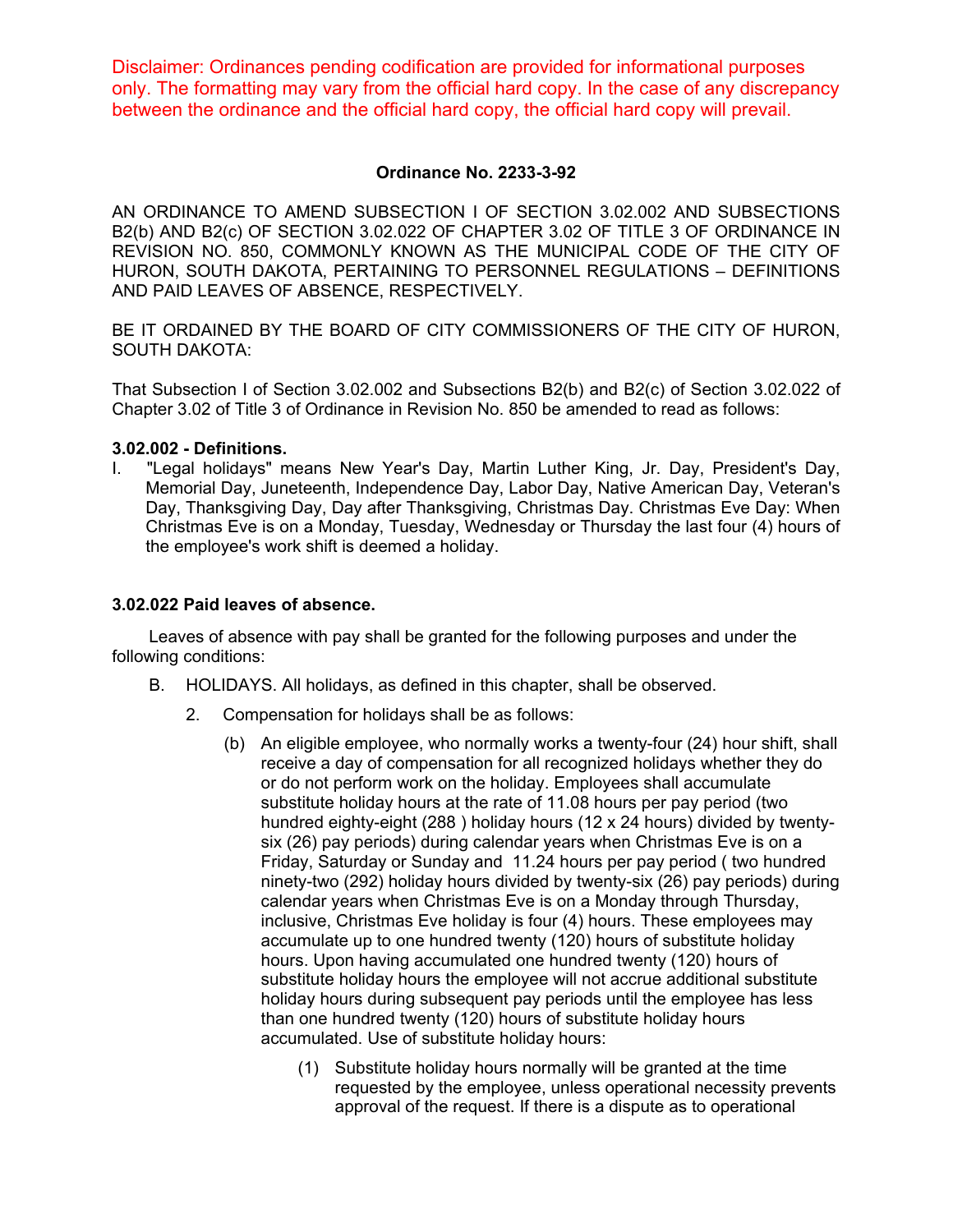Disclaimer: Ordinances pending codification are provided for informational purposes only. The formatting may vary from the official hard copy. In the case of any discrepancy between the ordinance and the official hard copy, the official hard copy will prevail.

**Ordinance No. 2233-3-92**

AN ORDINANCE TO AMEND SUBSECTION I OF SECTION 3.02.002 AND SUBSECTIONS B2(b) AND B2(c) OF SECTION 3.02.022 OF CHAPTER 3.02 OF TITLE 3 OF ORDINANCE IN REVISION NO. 850, COMMONLY KNOWN AS THE MUNICIPAL CODE OF THE CITY OF HURON, SOUTH DAKOTA, PERTAINING TO PERSONNEL REGULATIONS – DEFINITIONS AND PAID LEAVES OF ABSENCE, RESPECTIVELY.

BE IT ORDAINED BY THE BOARD OF CITY COMMISSIONERS OF THE CITY OF HURON, SOUTH DAKOTA:

That Subsection I of Section 3.02.002 and Subsections B2(b) and B2(c) of Section 3.02.022 of Chapter 3.02 of Title 3 of Ordinance in Revision No. 850 be amended to read as follows:

**3.02.002 - Definitions.**

I. "Legal holidays" means New Year's Day, Martin Luther King, Jr. Day, President's Day, Memorial Day, Juneteenth, Independence Day, Labor Day, Native American Day, Veteran's Day, Thanksgiving Day, Day after Thanksgiving, Christmas Day. Christmas Eve Day: When Christmas Eve is on a Monday, Tuesday, Wednesday or Thursday the last four (4) hours of the employee's work shift is deemed a holiday.

**3.02.022 Paid leaves of absence.**

Leaves of absence with pay shall be granted for the following purposes and under the following conditions:

B. HOLIDAYS. All holidays, as defined in this chapter, shall be observed.

  2. Compensation for holidays shall be as follows:

    (b) An eligible employee, who normally works a twenty-four (24) hour shift, shall receive a day of compensation for all recognized holidays whether they do or do not perform work on the holiday. Employees shall accumulate substitute holiday hours at the rate of 11.08 hours per pay period (two hundred eighty-eight (288 ) holiday hours (12 x 24 hours) divided by twenty-six (26) pay periods) during calendar years when Christmas Eve is on a Friday, Saturday or Sunday and 11.24 hours per pay period ( two hundred ninety-two (292) holiday hours divided by twenty-six (26) pay periods) during calendar years when Christmas Eve is on a Monday through Thursday, inclusive, Christmas Eve holiday is four (4) hours. These employees may accumulate up to one hundred twenty (120) hours of substitute holiday hours. Upon having accumulated one hundred twenty (120) hours of substitute holiday hours the employee will not accrue additional substitute holiday hours during subsequent pay periods until the employee has less than one hundred twenty (120) hours of substitute holiday hours accumulated. Use of substitute holiday hours:

      (1) Substitute holiday hours normally will be granted at the time requested by the employee, unless operational necessity prevents approval of the request. If there is a dispute as to operational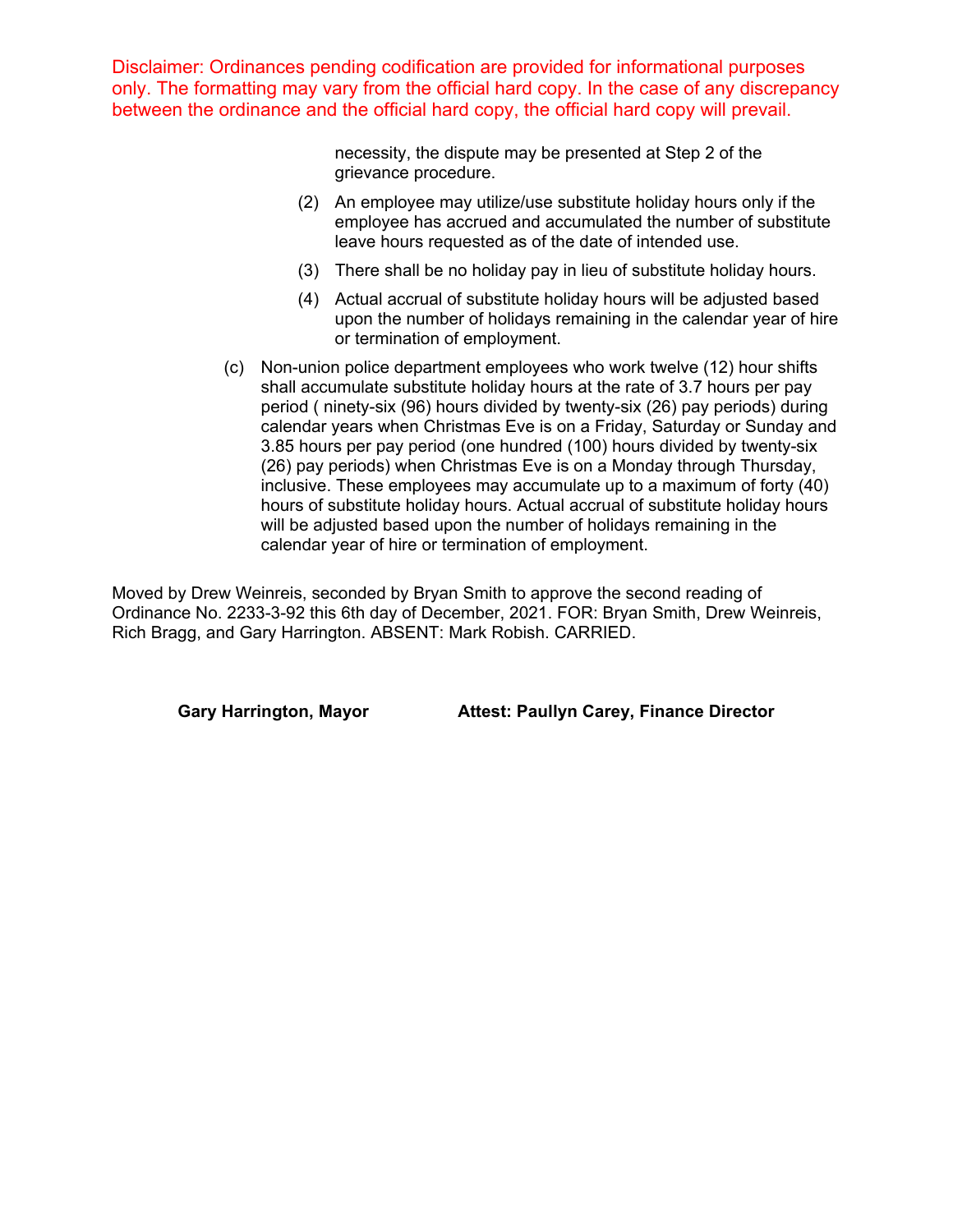Disclaimer: Ordinances pending codification are provided for informational purposes only. The formatting may vary from the official hard copy. In the case of any discrepancy between the ordinance and the official hard copy, the official hard copy will prevail.

necessity, the dispute may be presented at Step 2 of the grievance procedure.

(2) An employee may utilize/use substitute holiday hours only if the employee has accrued and accumulated the number of substitute leave hours requested as of the date of intended use.

(3) There shall be no holiday pay in lieu of substitute holiday hours.

(4) Actual accrual of substitute holiday hours will be adjusted based upon the number of holidays remaining in the calendar year of hire or termination of employment.

(c) Non-union police department employees who work twelve (12) hour shifts shall accumulate substitute holiday hours at the rate of 3.7 hours per pay period ( ninety-six (96) hours divided by twenty-six (26) pay periods) during calendar years when Christmas Eve is on a Friday, Saturday or Sunday and 3.85 hours per pay period (one hundred (100) hours divided by twenty-six (26) pay periods) when Christmas Eve is on a Monday through Thursday, inclusive. These employees may accumulate up to a maximum of forty (40) hours of substitute holiday hours. Actual accrual of substitute holiday hours will be adjusted based upon the number of holidays remaining in the calendar year of hire or termination of employment.

Moved by Drew Weinreis, seconded by Bryan Smith to approve the second reading of Ordinance No. 2233-3-92 this 6th day of December, 2021. FOR: Bryan Smith, Drew Weinreis, Rich Bragg, and Gary Harrington. ABSENT: Mark Robish. CARRIED.

**Gary Harrington, Mayor** **Attest: Paullyn Carey, Finance Director**